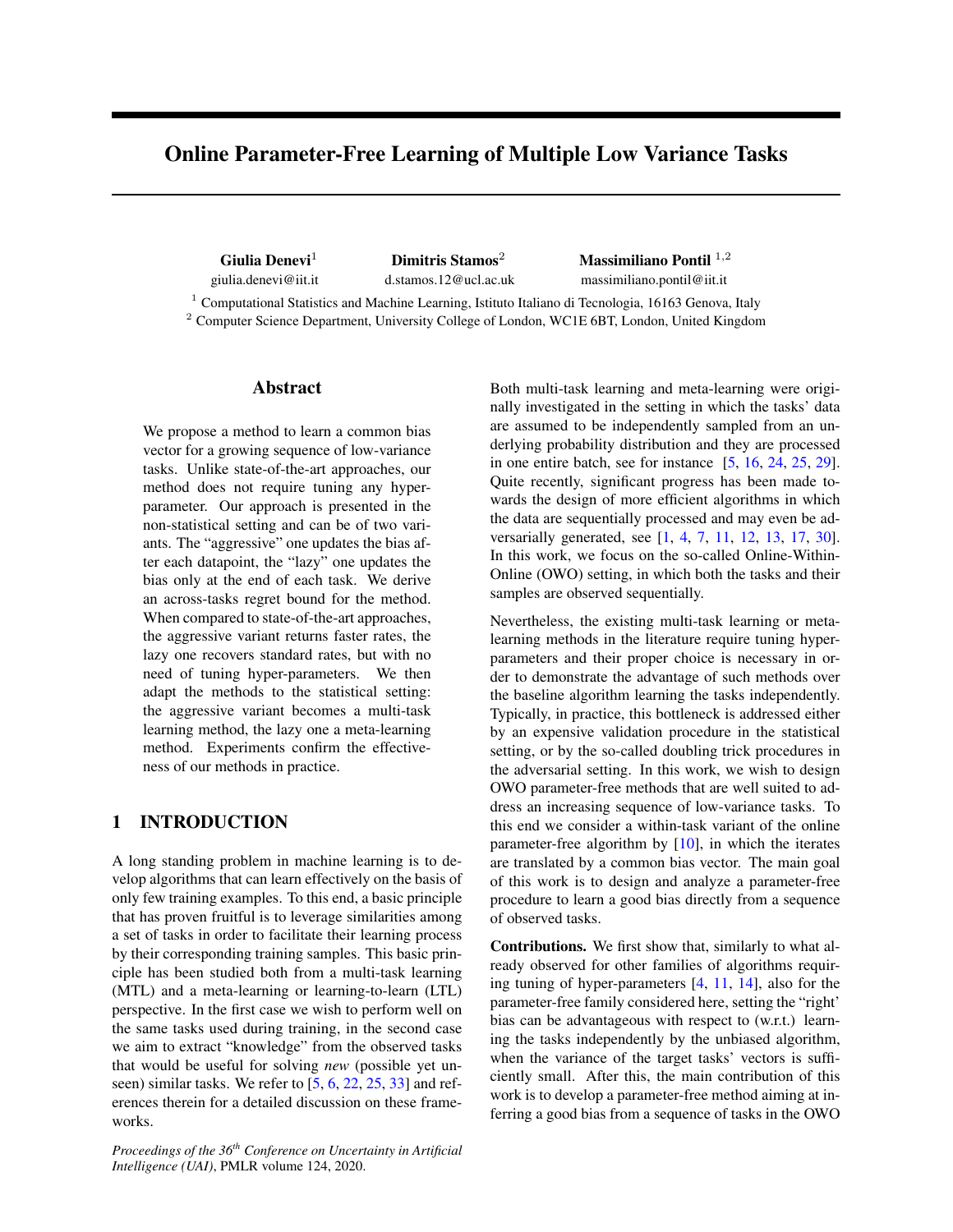# Online Parameter-Free Learning of Multiple Low Variance Tasks

**Giulia Denevi**[1]
giulia.denevi@iit.it

**Dimitris Stamos**[2]
d.stamos.12@ucl.ac.uk

**Massimiliano Pontil** [1,2]
massimiliano.pontil@iit.it

[1] Computational Statistics and Machine Learning, Istituto Italiano di Tecnologia, 16163 Genova, Italy
[2] Computer Science Department, University College of London, WC1E 6BT, London, United Kingdom

## Abstract

We propose a method to learn a common bias vector for a growing sequence of low-variance tasks. Unlike state-of-the-art approaches, our method does not require tuning any hyper-parameter. Our approach is presented in the non-statistical setting and can be of two variants. The "aggressive" one updates the bias after each datapoint, the "lazy" one updates the bias only at the end of each task. We derive an across-tasks regret bound for the method. When compared to state-of-the-art approaches, the aggressive variant returns faster rates, the lazy one recovers standard rates, but with no need of tuning hyper-parameters. We then adapt the methods to the statistical setting: the aggressive variant becomes a multi-task learning method, the lazy one a meta-learning method. Experiments confirm the effectiveness of our methods in practice.

## 1 INTRODUCTION

A long standing problem in machine learning is to develop algorithms that can learn effectively on the basis of only few training examples. To this end, a basic principle that has proven fruitful is to leverage similarities among a set of tasks in order to facilitate their learning process by their corresponding training samples. This basic principle has been studied both from a multi-task learning (MTL) and a meta-learning or learning-to-learn (LTL) perspective. In the first case we wish to perform well on the same tasks used during training, in the second case we aim to extract "knowledge" from the observed tasks that would be useful for solving *new* (possible yet unseen) similar tasks. We refer to [5, 6, 22, 25, 33] and references therein for a detailed discussion on these frameworks.

Both multi-task learning and meta-learning were originally investigated in the setting in which the tasks' data are assumed to be independently sampled from an underlying probability distribution and they are processed in one entire batch, see for instance [5, 16, 24, 25, 29]. Quite recently, significant progress has been made towards the design of more efficient algorithms in which the data are sequentially processed and may even be adversarially generated, see [1, 4, 7, 11, 12, 13, 17, 30]. In this work, we focus on the so-called Online-Within-Online (OWO) setting, in which both the tasks and their samples are observed sequentially.

Nevertheless, the existing multi-task learning or meta-learning methods in the literature require tuning hyper-parameters and their proper choice is necessary in order to demonstrate the advantage of such methods over the baseline algorithm learning the tasks independently. Typically, in practice, this bottleneck is addressed either by an expensive validation procedure in the statistical setting, or by the so-called doubling trick procedures in the adversarial setting. In this work, we wish to design OWO parameter-free methods that are well suited to address an increasing sequence of low-variance tasks. To this end we consider a within-task variant of the online parameter-free algorithm by [10], in which the iterates are translated by a common bias vector. The main goal of this work is to design and analyze a parameter-free procedure to learn a good bias directly from a sequence of observed tasks.

**Contributions.** We first show that, similarly to what already observed for other families of algorithms requiring tuning of hyper-parameters [4, 11, 14], also for the parameter-free family considered here, setting the "right" bias can be advantageous with respect to (w.r.t.) learning the tasks independently by the unbiased algorithm, when the variance of the target tasks' vectors is sufficiently small. After this, the main contribution of this work is to develop a parameter-free method aiming at inferring a good bias from a sequence of tasks in the OWO

*Proceedings of the 36th Conference on Uncertainty in Artificial Intelligence (UAI)*, PMLR volume 124, 2020.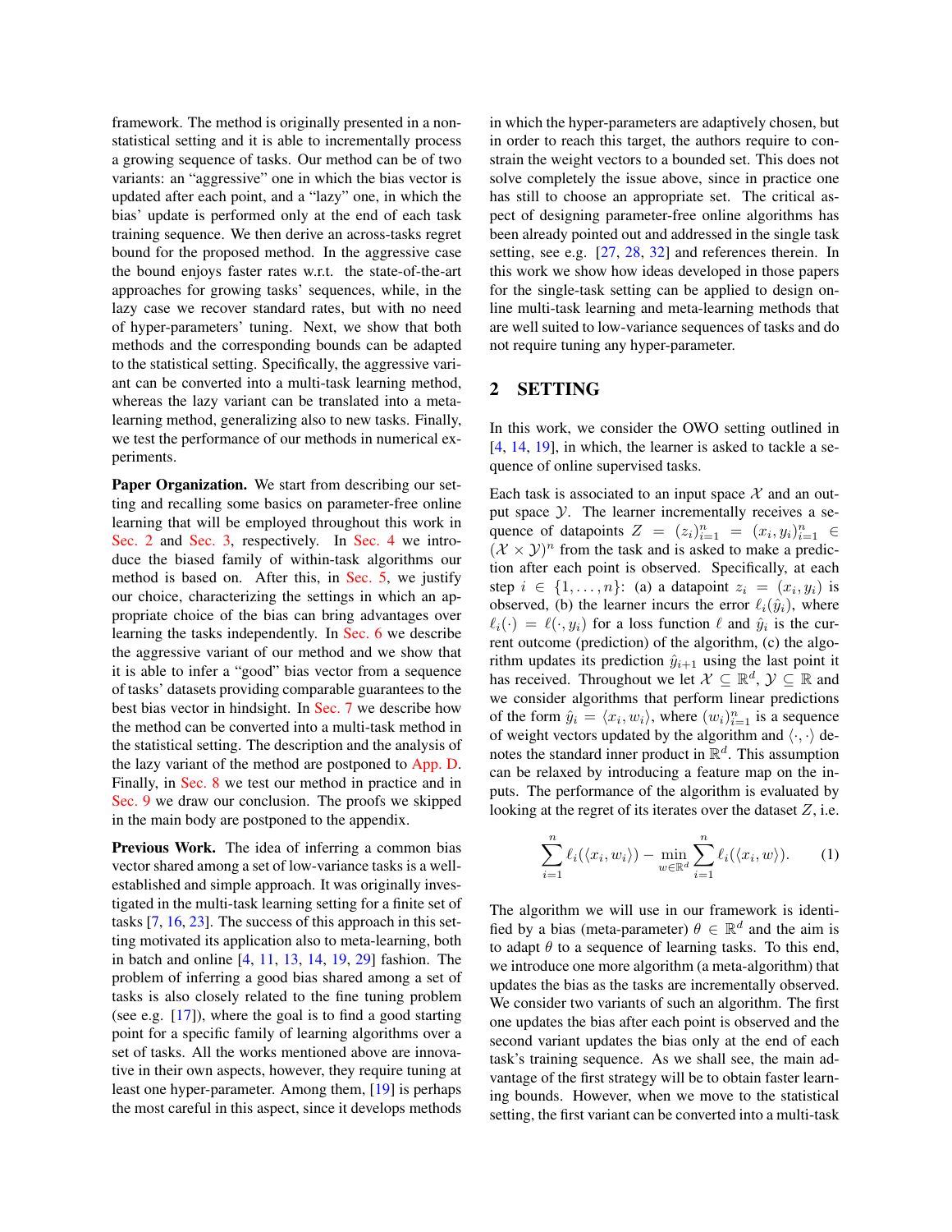framework. The method is originally presented in a non-statistical setting and it is able to incrementally process a growing sequence of tasks. Our method can be of two variants: an "aggressive" one in which the bias vector is updated after each point, and a "lazy" one, in which the bias' update is performed only at the end of each task training sequence. We then derive an across-tasks regret bound for the proposed method. In the aggressive case the bound enjoys faster rates w.r.t. the state-of-the-art approaches for growing tasks' sequences, while, in the lazy case we recover standard rates, but with no need of hyper-parameters' tuning. Next, we show that both methods and the corresponding bounds can be adapted to the statistical setting. Specifically, the aggressive variant can be converted into a multi-task learning method, whereas the lazy variant can be translated into a meta-learning method, generalizing also to new tasks. Finally, we test the performance of our methods in numerical experiments.

**Paper Organization.** We start from describing our setting and recalling some basics on parameter-free online learning that will be employed throughout this work in Sec. 2 and Sec. 3, respectively. In Sec. 4 we introduce the biased family of within-task algorithms our method is based on. After this, in Sec. 5, we justify our choice, characterizing the settings in which an appropriate choice of the bias can bring advantages over learning the tasks independently. In Sec. 6 we describe the aggressive variant of our method and we show that it is able to infer a "good" bias vector from a sequence of tasks' datasets providing comparable guarantees to the best bias vector in hindsight. In Sec. 7 we describe how the method can be converted into a multi-task method in the statistical setting. The description and the analysis of the lazy variant of the method are postponed to App. D. Finally, in Sec. 8 we test our method in practice and in Sec. 9 we draw our conclusion. The proofs we skipped in the main body are postponed to the appendix.

**Previous Work.** The idea of inferring a common bias vector shared among a set of low-variance tasks is a well-established and simple approach. It was originally investigated in the multi-task learning setting for a finite set of tasks [7, 16, 23]. The success of this approach in this setting motivated its application also to meta-learning, both in batch and online [4, 11, 13, 14, 19, 29] fashion. The problem of inferring a good bias shared among a set of tasks is also closely related to the fine tuning problem (see e.g. [17]), where the goal is to find a good starting point for a specific family of learning algorithms over a set of tasks. All the works mentioned above are innovative in their own aspects, however, they require tuning at least one hyper-parameter. Among them, [19] is perhaps the most careful in this aspect, since it develops methods in which the hyper-parameters are adaptively chosen, but in order to reach this target, the authors require to constrain the weight vectors to a bounded set. This does not solve completely the issue above, since in practice one has still to choose an appropriate set. The critical aspect of designing parameter-free online algorithms has been already pointed out and addressed in the single task setting, see e.g. [27, 28, 32] and references therein. In this work we show how ideas developed in those papers for the single-task setting can be applied to design online multi-task learning and meta-learning methods that are well suited to low-variance sequences of tasks and do not require tuning any hyper-parameter.

## 2 SETTING

In this work, we consider the OWO setting outlined in [4, 14, 19], in which, the learner is asked to tackle a sequence of online supervised tasks.

Each task is associated to an input space $\mathcal{X}$ and an output space $\mathcal{Y}$. The learner incrementally receives a sequence of datapoints $Z = (z_i)_{i=1}^n = (x_i, y_i)_{i=1}^n \in (\mathcal{X} \times \mathcal{Y})^n$ from the task and is asked to make a prediction after each point is observed. Specifically, at each step $i \in \{1, \ldots, n\}$: (a) a datapoint $z_i = (x_i, y_i)$ is observed, (b) the learner incurs the error $\ell_i(\hat{y}_i)$, where $\ell_i(\cdot) = \ell(\cdot, y_i)$ for a loss function $\ell$ and $\hat{y}_i$ is the current outcome (prediction) of the algorithm, (c) the algorithm updates its prediction $\hat{y}_{i+1}$ using the last point it has received. Throughout we let $\mathcal{X} \subseteq \mathbb{R}^d$, $\mathcal{Y} \subseteq \mathbb{R}$ and we consider algorithms that perform linear predictions of the form $\hat{y}_i = \langle x_i, w_i \rangle$, where $(w_i)_{i=1}^n$ is a sequence of weight vectors updated by the algorithm and $\langle \cdot, \cdot \rangle$ denotes the standard inner product in $\mathbb{R}^d$. This assumption can be relaxed by introducing a feature map on the inputs. The performance of the algorithm is evaluated by looking at the regret of its iterates over the dataset $Z$, i.e.

$$\sum_{i=1}^n \ell_i(\langle x_i, w_i \rangle) - \min_{w \in \mathbb{R}^d} \sum_{i=1}^n \ell_i(\langle x_i, w \rangle). \qquad (1)$$

The algorithm we will use in our framework is identified by a bias (meta-parameter) $\theta \in \mathbb{R}^d$ and the aim is to adapt $\theta$ to a sequence of learning tasks. To this end, we introduce one more algorithm (a meta-algorithm) that updates the bias as the tasks are incrementally observed. We consider two variants of such an algorithm. The first one updates the bias after each point is observed and the second variant updates the bias only at the end of each task's training sequence. As we shall see, the main advantage of the first strategy will be to obtain faster learning bounds. However, when we move to the statistical setting, the first variant can be converted into a multi-task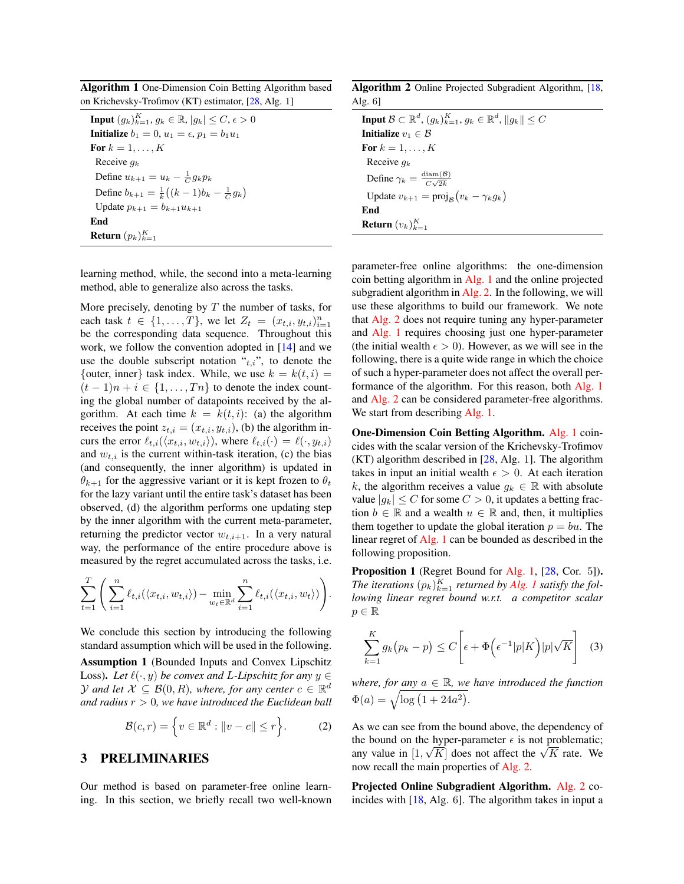**Algorithm 1** One-Dimension Coin Betting Algorithm based on Krichevsky-Trofimov (KT) estimator, [28, Alg. 1]

**Input** $(g_k)_{k=1}^K$, $g_k \in \mathbb{R}$, $|g_k| \le C$, $\epsilon > 0$
**Initialize** $b_1 = 0$, $u_1 = \epsilon$, $p_1 = b_1 u_1$
**For** $k = 1, \ldots, K$
  Receive $g_k$
  Define $u_{k+1} = u_k - \frac{1}{C} g_k p_k$
  Define $b_{k+1} = \frac{1}{k}\big((k-1)b_k - \frac{1}{C} g_k\big)$
  Update $p_{k+1} = b_{k+1} u_{k+1}$
**End**
**Return** $(p_k)_{k=1}^K$

**Algorithm 2** Online Projected Subgradient Algorithm, [18, Alg. 6]

**Input** $\mathcal{B} \subset \mathbb{R}^d$, $(g_k)_{k=1}^K$, $g_k \in \mathbb{R}^d$, $\|g_k\| \le C$
**Initialize** $v_1 \in \mathcal{B}$
**For** $k = 1, \ldots, K$
  Receive $g_k$
  Define $\gamma_k = \frac{\mathrm{diam}(\mathcal{B})}{C\sqrt{2k}}$
  Update $v_{k+1} = \mathrm{proj}_{\mathcal{B}}\big(v_k - \gamma_k g_k\big)$
**End**
**Return** $(v_k)_{k=1}^K$

learning method, while, the second into a meta-learning method, able to generalize also across the tasks.

More precisely, denoting by $T$ the number of tasks, for each task $t \in \{1, \ldots, T\}$, we let $Z_t = (x_{t,i}, y_{t,i})_{i=1}^n$ be the corresponding data sequence. Throughout this work, we follow the convention adopted in [14] and we use the double subscript notation "$_{t,i}$", to denote the {outer, inner} task index. While, we use $k = k(t,i) = (t-1)n + i \in \{1, \ldots, Tn\}$ to denote the index counting the global number of datapoints received by the algorithm. At each time $k = k(t,i)$: (a) the algorithm receives the point $z_{t,i} = (x_{t,i}, y_{t,i})$, (b) the algorithm incurs the error $\ell_{t,i}(\langle x_{t,i}, w_{t,i}\rangle)$, where $\ell_{t,i}(\cdot) = \ell(\cdot, y_{t,i})$ and $w_{t,i}$ is the current within-task iteration, (c) the bias (and consequently, the inner algorithm) is updated in $\theta_{k+1}$ for the aggressive variant or it is kept frozen to $\theta_t$ for the lazy variant until the entire task's dataset has been observed, (d) the algorithm performs one updating step by the inner algorithm with the current meta-parameter, returning the predictor vector $w_{t,i+1}$. In a very natural way, the performance of the entire procedure above is measured by the regret accumulated across the tasks, i.e.

$$\sum_{t=1}^T \left( \sum_{i=1}^n \ell_{t,i}(\langle x_{t,i}, w_{t,i}\rangle) - \min_{w_t \in \mathbb{R}^d} \sum_{i=1}^n \ell_{t,i}(\langle x_{t,i}, w_t\rangle) \right).$$

We conclude this section by introducing the following standard assumption which will be used in the following.

**Assumption 1** (Bounded Inputs and Convex Lipschitz Loss)**.** *Let $\ell(\cdot, y)$ be convex and $L$-Lipschitz for any $y \in \mathcal{Y}$ and let $\mathcal{X} \subseteq \mathcal{B}(0, R)$, where, for any center $c \in \mathbb{R}^d$ and radius $r > 0$, we have introduced the Euclidean ball*

$$\mathcal{B}(c, r) = \Big\{ v \in \mathbb{R}^d : \|v - c\| \le r \Big\}. \tag{2}$$

## 3 PRELIMINARIES

Our method is based on parameter-free online learning. In this section, we briefly recall two well-known parameter-free online algorithms: the one-dimension coin betting algorithm in Alg. 1 and the online projected subgradient algorithm in Alg. 2. In the following, we will use these algorithms to build our framework. We note that Alg. 2 does not require tuning any hyper-parameter and Alg. 1 requires choosing just one hyper-parameter (the initial wealth $\epsilon > 0$). However, as we will see in the following, there is a quite wide range in which the choice of such a hyper-parameter does not affect the overall performance of the algorithm. For this reason, both Alg. 1 and Alg. 2 can be considered parameter-free algorithms. We start from describing Alg. 1.

**One-Dimension Coin Betting Algorithm.** Alg. 1 coincides with the scalar version of the Krichevsky-Trofimov (KT) algorithm described in [28, Alg. 1]. The algorithm takes in input an initial wealth $\epsilon > 0$. At each iteration $k$, the algorithm receives a value $g_k \in \mathbb{R}$ with absolute value $|g_k| \le C$ for some $C > 0$, it updates a betting fraction $b \in \mathbb{R}$ and a wealth $u \in \mathbb{R}$ and, then, it multiplies them together to update the global iteration $p = bu$. The linear regret of Alg. 1 can be bounded as described in the following proposition.

**Proposition 1** (Regret Bound for Alg. 1, [28, Cor. 5])**.** *The iterations $(p_k)_{k=1}^K$ returned by Alg. 1 satisfy the following linear regret bound w.r.t. a competitor scalar $p \in \mathbb{R}$*

$$\sum_{k=1}^K g_k\big(p_k - p\big) \le C\left[\epsilon + \Phi\Big(\epsilon^{-1}|p|K\Big)|p|\sqrt{K}\right] \tag{3}$$

*where, for any $a \in \mathbb{R}$, we have introduced the function $\Phi(a) = \sqrt{\log\big(1 + 24a^2\big)}$.*

As we can see from the bound above, the dependency of the bound on the hyper-parameter $\epsilon$ is not problematic; any value in $[1, \sqrt{K}]$ does not affect the $\sqrt{K}$ rate. We now recall the main properties of Alg. 2.

**Projected Online Subgradient Algorithm.** Alg. 2 coincides with [18, Alg. 6]. The algorithm takes in input a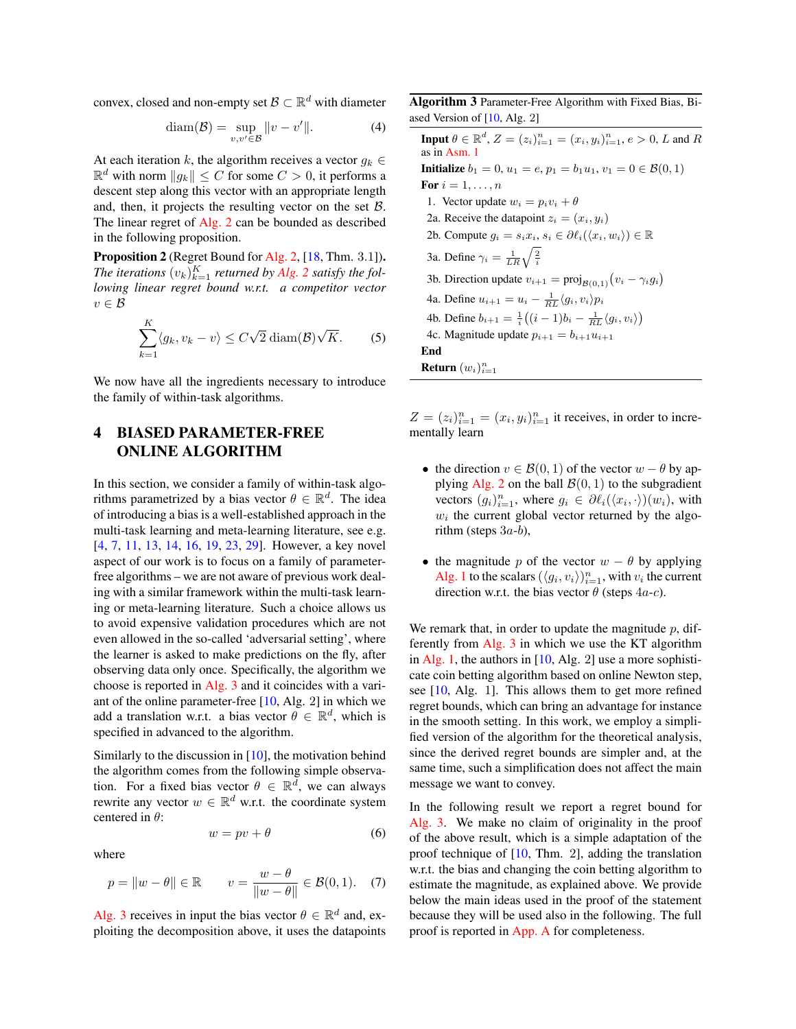convex, closed and non-empty set $\mathcal{B} \subset \mathbb{R}^d$ with diameter

$$\operatorname{diam}(\mathcal{B}) = \sup_{v,v' \in \mathcal{B}} \|v - v'\|. \tag{4}$$

At each iteration $k$, the algorithm receives a vector $g_k \in \mathbb{R}^d$ with norm $\|g_k\| \leq C$ for some $C > 0$, it performs a descent step along this vector with an appropriate length and, then, it projects the resulting vector on the set $\mathcal{B}$. The linear regret of Alg. 2 can be bounded as described in the following proposition.

**Proposition 2** (Regret Bound for Alg. 2, [18, Thm. 3.1]). *The iterations $(v_k)_{k=1}^K$ returned by Alg. 2 satisfy the following linear regret bound w.r.t. a competitor vector $v \in \mathcal{B}$*

$$\sum_{k=1}^{K} \langle g_k, v_k - v \rangle \leq C\sqrt{2}\operatorname{diam}(\mathcal{B})\sqrt{K}. \tag{5}$$

We now have all the ingredients necessary to introduce the family of within-task algorithms.

## 4 BIASED PARAMETER-FREE ONLINE ALGORITHM

In this section, we consider a family of within-task algorithms parametrized by a bias vector $\theta \in \mathbb{R}^d$. The idea of introducing a bias is a well-established approach in the multi-task learning and meta-learning literature, see e.g. [4, 7, 11, 13, 14, 16, 19, 23, 29]. However, a key novel aspect of our work is to focus on a family of parameter-free algorithms – we are not aware of previous work dealing with a similar framework within the multi-task learning or meta-learning literature. Such a choice allows us to avoid expensive validation procedures which are not even allowed in the so-called 'adversarial setting', where the learner is asked to make predictions on the fly, after observing data only once. Specifically, the algorithm we choose is reported in Alg. 3 and it coincides with a variant of the online parameter-free [10, Alg. 2] in which we add a translation w.r.t. a bias vector $\theta \in \mathbb{R}^d$, which is specified in advanced to the algorithm.

Similarly to the discussion in [10], the motivation behind the algorithm comes from the following simple observation. For a fixed bias vector $\theta \in \mathbb{R}^d$, we can always rewrite any vector $w \in \mathbb{R}^d$ w.r.t. the coordinate system centered in $\theta$:

$$w = pv + \theta \tag{6}$$

where

$$p = \|w - \theta\| \in \mathbb{R} \qquad v = \frac{w - \theta}{\|w - \theta\|} \in \mathcal{B}(0, 1). \tag{7}$$

Alg. 3 receives in input the bias vector $\theta \in \mathbb{R}^d$ and, exploiting the decomposition above, it uses the datapoints $Z = (z_i)_{i=1}^n = (x_i, y_i)_{i=1}^n$ it receives, in order to incrementally learn

- the direction $v \in \mathcal{B}(0, 1)$ of the vector $w - \theta$ by applying Alg. 2 on the ball $\mathcal{B}(0, 1)$ to the subgradient vectors $(g_i)_{i=1}^n$, where $g_i \in \partial\ell_i(\langle x_i, \cdot \rangle)(w_i)$, with $w_i$ the current global vector returned by the algorithm (steps $3a$-$b$),
- the magnitude $p$ of the vector $w - \theta$ by applying Alg. 1 to the scalars $(\langle g_i, v_i \rangle)_{i=1}^n$, with $v_i$ the current direction w.r.t. the bias vector $\theta$ (steps $4a$-$c$).

---

**Algorithm 3** Parameter-Free Algorithm with Fixed Bias, Biased Version of [10, Alg. 2]

---

**Input** $\theta \in \mathbb{R}^d$, $Z = (z_i)_{i=1}^n = (x_i, y_i)_{i=1}^n$, $e > 0$, $L$ and $R$ as in Asm. 1

**Initialize** $b_1 = 0$, $u_1 = e$, $p_1 = b_1 u_1$, $v_1 = 0 \in \mathcal{B}(0, 1)$

**For** $i = 1, \ldots, n$

1. Vector update $w_i = p_i v_i + \theta$

2a. Receive the datapoint $z_i = (x_i, y_i)$

2b. Compute $g_i = s_i x_i$, $s_i \in \partial\ell_i(\langle x_i, w_i \rangle) \in \mathbb{R}$

3a. Define $\gamma_i = \frac{1}{LR}\sqrt{\frac{2}{i}}$

3b. Direction update $v_{i+1} = \operatorname{proj}_{\mathcal{B}(0,1)}\big(v_i - \gamma_i g_i\big)$

4a. Define $u_{i+1} = u_i - \frac{1}{RL}\langle g_i, v_i \rangle p_i$

4b. Define $b_{i+1} = \frac{1}{i}\big((i-1)b_i - \frac{1}{RL}\langle g_i, v_i \rangle\big)$

4c. Magnitude update $p_{i+1} = b_{i+1} u_{i+1}$

**End**

**Return** $(w_i)_{i=1}^n$

---

We remark that, in order to update the magnitude $p$, differently from Alg. 3 in which we use the KT algorithm in Alg. 1, the authors in [10, Alg. 2] use a more sophisticate coin betting algorithm based on online Newton step, see [10, Alg. 1]. This allows them to get more refined regret bounds, which can bring an advantage for instance in the smooth setting. In this work, we employ a simplified version of the algorithm for the theoretical analysis, since the derived regret bounds are simpler and, at the same time, such a simplification does not affect the main message we want to convey.

In the following result we report a regret bound for Alg. 3. We make no claim of originality in the proof of the above result, which is a simple adaptation of the proof technique of [10, Thm. 2], adding the translation w.r.t. the bias and changing the coin betting algorithm to estimate the magnitude, as explained above. We provide below the main ideas used in the proof of the statement because they will be used also in the following. The full proof is reported in App. A for completeness.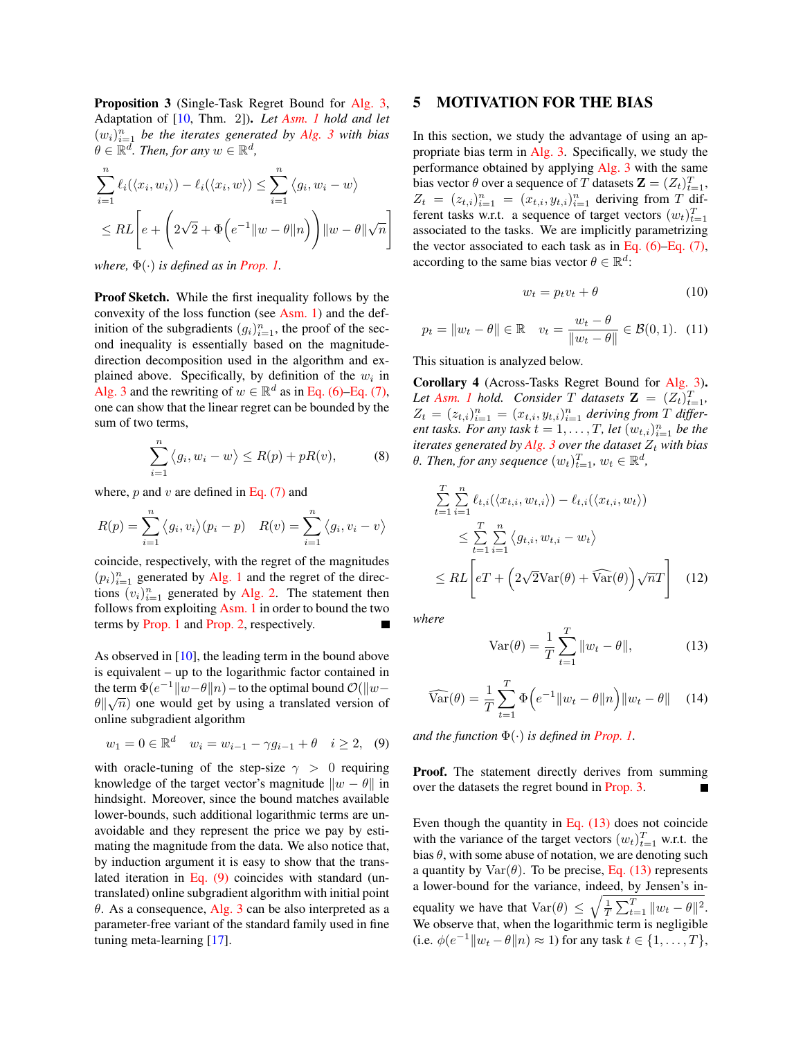**Proposition 3** (Single-Task Regret Bound for Alg. 3, Adaptation of [10, Thm. 2])**.** *Let Asm. 1 hold and let $(w_i)_{i=1}^n$ be the iterates generated by Alg. 3 with bias $\theta \in \mathbb{R}^d$. Then, for any $w \in \mathbb{R}^d$,*

$$\sum_{i=1}^n \ell_i(\langle x_i, w_i \rangle) - \ell_i(\langle x_i, w \rangle) \le \sum_{i=1}^n \langle g_i, w_i - w \rangle$$
$$\le RL\Bigg[e + \bigg(2\sqrt{2} + \Phi\Big(e^{-1}\|w-\theta\|n\Big)\bigg)\|w-\theta\|\sqrt{n}\Bigg]$$

*where, $\Phi(\cdot)$ is defined as in Prop. 1.*

**Proof Sketch.** While the first inequality follows by the convexity of the loss function (see Asm. 1) and the definition of the subgradients $(g_i)_{i=1}^n$, the proof of the second inequality is essentially based on the magnitude-direction decomposition used in the algorithm and explained above. Specifically, by definition of the $w_i$ in Alg. 3 and the rewriting of $w \in \mathbb{R}^d$ as in Eq. (6)–Eq. (7), one can show that the linear regret can be bounded by the sum of two terms,

$$\sum_{i=1}^n \langle g_i, w_i - w \rangle \le R(p) + pR(v), \tag{8}$$

where, $p$ and $v$ are defined in Eq. (7) and

$$R(p) = \sum_{i=1}^n \langle g_i, v_i \rangle (p_i - p) \quad R(v) = \sum_{i=1}^n \langle g_i, v_i - v \rangle$$

coincide, respectively, with the regret of the magnitudes $(p_i)_{i=1}^n$ generated by Alg. 1 and the regret of the directions $(v_i)_{i=1}^n$ generated by Alg. 2. The statement then follows from exploiting Asm. 1 in order to bound the two terms by Prop. 1 and Prop. 2, respectively. ∎

As observed in [10], the leading term in the bound above is equivalent – up to the logarithmic factor contained in the term $\Phi(e^{-1}\|w-\theta\|n)$ – to the optimal bound $\mathcal{O}(\|w-\theta\|\sqrt{n})$ one would get by using a translated version of online subgradient algorithm

$$w_1 = 0 \in \mathbb{R}^d \quad w_i = w_{i-1} - \gamma g_{i-1} + \theta \quad i \ge 2, \tag{9}$$

with oracle-tuning of the step-size $\gamma > 0$ requiring knowledge of the target vector's magnitude $\|w-\theta\|$ in hindsight. Moreover, since the bound matches available lower-bounds, such additional logarithmic terms are unavoidable and they represent the price we pay by estimating the magnitude from the data. We also notice that, by induction argument it is easy to show that the translated iteration in Eq. (9) coincides with standard (untranslated) online subgradient algorithm with initial point $\theta$. As a consequence, Alg. 3 can be also interpreted as a parameter-free variant of the standard family used in fine tuning meta-learning [17].

## 5 MOTIVATION FOR THE BIAS

In this section, we study the advantage of using an appropriate bias term in Alg. 3. Specifically, we study the performance obtained by applying Alg. 3 with the same bias vector $\theta$ over a sequence of $T$ datasets $\mathbf{Z} = (Z_t)_{t=1}^T$, $Z_t = (z_{t,i})_{i=1}^n = (x_{t,i}, y_{t,i})_{i=1}^n$ deriving from $T$ different tasks w.r.t. a sequence of target vectors $(w_t)_{t=1}^T$ associated to the tasks. We are implicitly parametrizing the vector associated to each task as in Eq. (6)–Eq. (7), according to the same bias vector $\theta \in \mathbb{R}^d$:

$$w_t = p_t v_t + \theta \tag{10}$$

$$p_t = \|w_t - \theta\| \in \mathbb{R} \quad v_t = \frac{w_t - \theta}{\|w_t - \theta\|} \in \mathcal{B}(0,1). \tag{11}$$

This situation is analyzed below.

**Corollary 4** (Across-Tasks Regret Bound for Alg. 3)**.** *Let Asm. 1 hold. Consider $T$ datasets $\mathbf{Z} = (Z_t)_{t=1}^T$, $Z_t = (z_{t,i})_{i=1}^n = (x_{t,i}, y_{t,i})_{i=1}^n$ deriving from $T$ different tasks. For any task $t = 1, \dots, T$, let $(w_{t,i})_{i=1}^n$ be the iterates generated by Alg. 3 over the dataset $Z_t$ with bias $\theta$. Then, for any sequence $(w_t)_{t=1}^T$, $w_t \in \mathbb{R}^d$,*

$$\sum_{t=1}^T \sum_{i=1}^n \ell_{t,i}(\langle x_{t,i}, w_{t,i} \rangle) - \ell_{t,i}(\langle x_{t,i}, w_t \rangle)$$
$$\le \sum_{t=1}^T \sum_{i=1}^n \langle g_{t,i}, w_{t,i} - w_t \rangle$$
$$\le RL\Bigg[eT + \Big(2\sqrt{2}\mathrm{Var}(\theta) + \widehat{\mathrm{Var}}(\theta)\Big)\sqrt{n}T\Bigg] \tag{12}$$

*where*

$$\mathrm{Var}(\theta) = \frac{1}{T}\sum_{t=1}^T \|w_t - \theta\|, \tag{13}$$

$$\widehat{\mathrm{Var}}(\theta) = \frac{1}{T}\sum_{t=1}^T \Phi\Big(e^{-1}\|w_t - \theta\|n\Big)\|w_t - \theta\| \tag{14}$$

*and the function $\Phi(\cdot)$ is defined in Prop. 1.*

**Proof.** The statement directly derives from summing over the datasets the regret bound in Prop. 3. ∎

Even though the quantity in Eq. (13) does not coincide with the variance of the target vectors $(w_t)_{t=1}^T$ w.r.t. the bias $\theta$, with some abuse of notation, we are denoting such a quantity by $\mathrm{Var}(\theta)$. To be precise, Eq. (13) represents a lower-bound for the variance, indeed, by Jensen's inequality we have that $\mathrm{Var}(\theta) \le \sqrt{\frac{1}{T}\sum_{t=1}^T \|w_t - \theta\|^2}$. We observe that, when the logarithmic term is negligible (i.e. $\phi(e^{-1}\|w_t - \theta\|n) \approx 1$) for any task $t \in \{1, \dots, T\}$,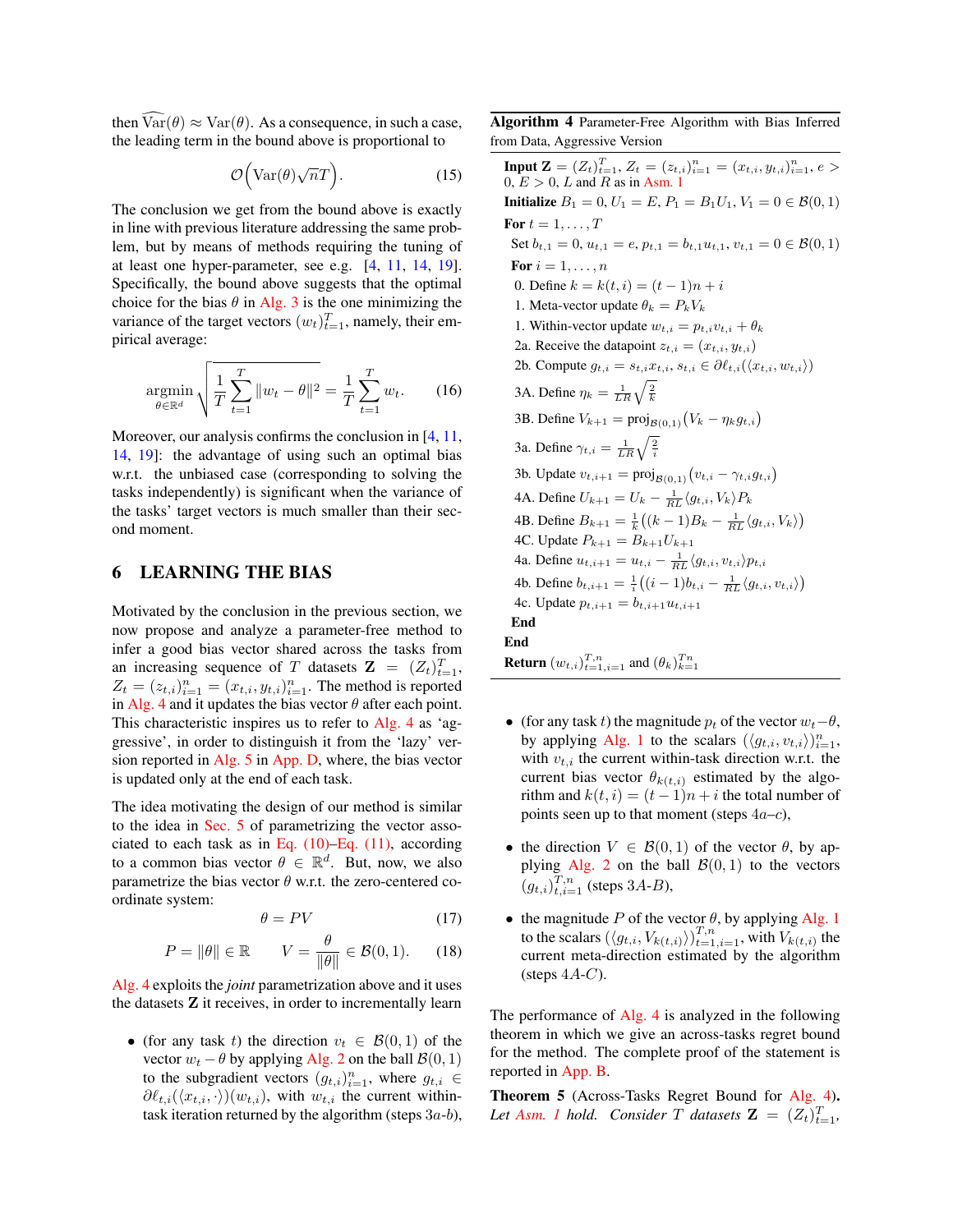then $\widehat{\mathrm{Var}}(\theta) \approx \mathrm{Var}(\theta)$. As a consequence, in such a case, the leading term in the bound above is proportional to

$$\mathcal{O}\Big(\mathrm{Var}(\theta)\sqrt{n}T\Big). \tag{15}$$

The conclusion we get from the bound above is exactly in line with previous literature addressing the same problem, but by means of methods requiring the tuning of at least one hyper-parameter, see e.g. [4, 11, 14, 19]. Specifically, the bound above suggests that the optimal choice for the bias $\theta$ in Alg. 3 is the one minimizing the variance of the target vectors $(w_t)_{t=1}^T$, namely, their empirical average:

$$\operatorname*{argmin}_{\theta \in \mathbb{R}^d} \sqrt{\frac{1}{T}\sum_{t=1}^T \|w_t - \theta\|^2} = \frac{1}{T}\sum_{t=1}^T w_t. \tag{16}$$

Moreover, our analysis confirms the conclusion in [4, 11, 14, 19]: the advantage of using such an optimal bias w.r.t. the unbiased case (corresponding to solving the tasks independently) is significant when the variance of the tasks' target vectors is much smaller than their second moment.

## 6 LEARNING THE BIAS

Motivated by the conclusion in the previous section, we now propose and analyze a parameter-free method to infer a good bias vector shared across the tasks from an increasing sequence of $T$ datasets $\mathbf{Z} = (Z_t)_{t=1}^T$, $Z_t = (z_{t,i})_{i=1}^n = (x_{t,i}, y_{t,i})_{i=1}^n$. The method is reported in Alg. 4 and it updates the bias vector $\theta$ after each point. This characteristic inspires us to refer to Alg. 4 as 'aggressive', in order to distinguish it from the 'lazy' version reported in Alg. 5 in App. D, where, the bias vector is updated only at the end of each task.

The idea motivating the design of our method is similar to the idea in Sec. 5 of parametrizing the vector associated to each task as in Eq. (10)–Eq. (11), according to a common bias vector $\theta \in \mathbb{R}^d$. But, now, we also parametrize the bias vector $\theta$ w.r.t. the zero-centered coordinate system:

$$\theta = PV \tag{17}$$

$$P = \|\theta\| \in \mathbb{R} \qquad V = \frac{\theta}{\|\theta\|} \in \mathcal{B}(0,1). \tag{18}$$

Alg. 4 exploits the *joint* parametrization above and it uses the datasets $\mathbf{Z}$ it receives, in order to incrementally learn

- (for any task $t$) the direction $v_t \in \mathcal{B}(0,1)$ of the vector $w_t - \theta$ by applying Alg. 2 on the ball $\mathcal{B}(0,1)$ to the subgradient vectors $(g_{t,i})_{i=1}^n$, where $g_{t,i} \in \partial \ell_{t,i}(\langle x_{t,i}, \cdot\rangle)(w_{t,i})$, with $w_{t,i}$ the current within-task iteration returned by the algorithm (steps $3a$-$b$),
- (for any task $t$) the magnitude $p_t$ of the vector $w_t - \theta$, by applying Alg. 1 to the scalars $(\langle g_{t,i}, v_{t,i}\rangle)_{i=1}^n$, with $v_{t,i}$ the current within-task direction w.r.t. the current bias vector $\theta_{k(t,i)}$ estimated by the algorithm and $k(t,i) = (t-1)n + i$ the total number of points seen up to that moment (steps $4a$–$c$),
- the direction $V \in \mathcal{B}(0,1)$ of the vector $\theta$, by applying Alg. 2 on the ball $\mathcal{B}(0,1)$ to the vectors $(g_{t,i})_{t,i=1}^{T,n}$ (steps $3A$-$B$),
- the magnitude $P$ of the vector $\theta$, by applying Alg. 1 to the scalars $(\langle g_{t,i}, V_{k(t,i)}\rangle)_{t=1,i=1}^{T,n}$, with $V_{k(t,i)}$ the current meta-direction estimated by the algorithm (steps $4A$-$C$).

**Algorithm 4** Parameter-Free Algorithm with Bias Inferred from Data, Aggressive Version

**Input** $\mathbf{Z} = (Z_t)_{t=1}^T$, $Z_t = (z_{t,i})_{i=1}^n = (x_{t,i}, y_{t,i})_{i=1}^n$, $e > 0$, $E > 0$, $L$ and $R$ as in Asm. 1

**Initialize** $B_1 = 0$, $U_1 = E$, $P_1 = B_1 U_1$, $V_1 = 0 \in \mathcal{B}(0,1)$

**For** $t = 1, \ldots, T$

  Set $b_{t,1} = 0$, $u_{t,1} = e$, $p_{t,1} = b_{t,1}u_{t,1}$, $v_{t,1} = 0 \in \mathcal{B}(0,1)$

  **For** $i = 1, \ldots, n$

   0. Define $k = k(t,i) = (t-1)n + i$

   1. Meta-vector update $\theta_k = P_k V_k$

   1. Within-vector update $w_{t,i} = p_{t,i}v_{t,i} + \theta_k$

   2a. Receive the datapoint $z_{t,i} = (x_{t,i}, y_{t,i})$

   2b. Compute $g_{t,i} = s_{t,i}x_{t,i}$, $s_{t,i} \in \partial \ell_{t,i}(\langle x_{t,i}, w_{t,i}\rangle)$

   3A. Define $\eta_k = \frac{1}{LR}\sqrt{\frac{2}{k}}$

   3B. Define $V_{k+1} = \mathrm{proj}_{\mathcal{B}(0,1)}\big(V_k - \eta_k g_{t,i}\big)$

   3a. Define $\gamma_{t,i} = \frac{1}{LR}\sqrt{\frac{2}{i}}$

   3b. Update $v_{t,i+1} = \mathrm{proj}_{\mathcal{B}(0,1)}\big(v_{t,i} - \gamma_{t,i}g_{t,i}\big)$

   4A. Define $U_{k+1} = U_k - \frac{1}{RL}\langle g_{t,i}, V_k\rangle P_k$

   4B. Define $B_{k+1} = \frac{1}{k}\big((k-1)B_k - \frac{1}{RL}\langle g_{t,i}, V_k\rangle\big)$

   4C. Update $P_{k+1} = B_{k+1}U_{k+1}$

   4a. Define $u_{t,i+1} = u_{t,i} - \frac{1}{RL}\langle g_{t,i}, v_{t,i}\rangle p_{t,i}$

   4b. Define $b_{t,i+1} = \frac{1}{i}\big((i-1)b_{t,i} - \frac{1}{RL}\langle g_{t,i}, v_{t,i}\rangle\big)$

   4c. Update $p_{t,i+1} = b_{t,i+1}u_{t,i+1}$

  **End**

**End**

**Return** $(w_{t,i})_{t=1,i=1}^{T,n}$ and $(\theta_k)_{k=1}^{Tn}$

The performance of Alg. 4 is analyzed in the following theorem in which we give an across-tasks regret bound for the method. The complete proof of the statement is reported in App. B.

**Theorem 5** (Across-Tasks Regret Bound for Alg. 4)**.** *Let Asm. 1 hold. Consider $T$ datasets $\mathbf{Z} = (Z_t)_{t=1}^T$,*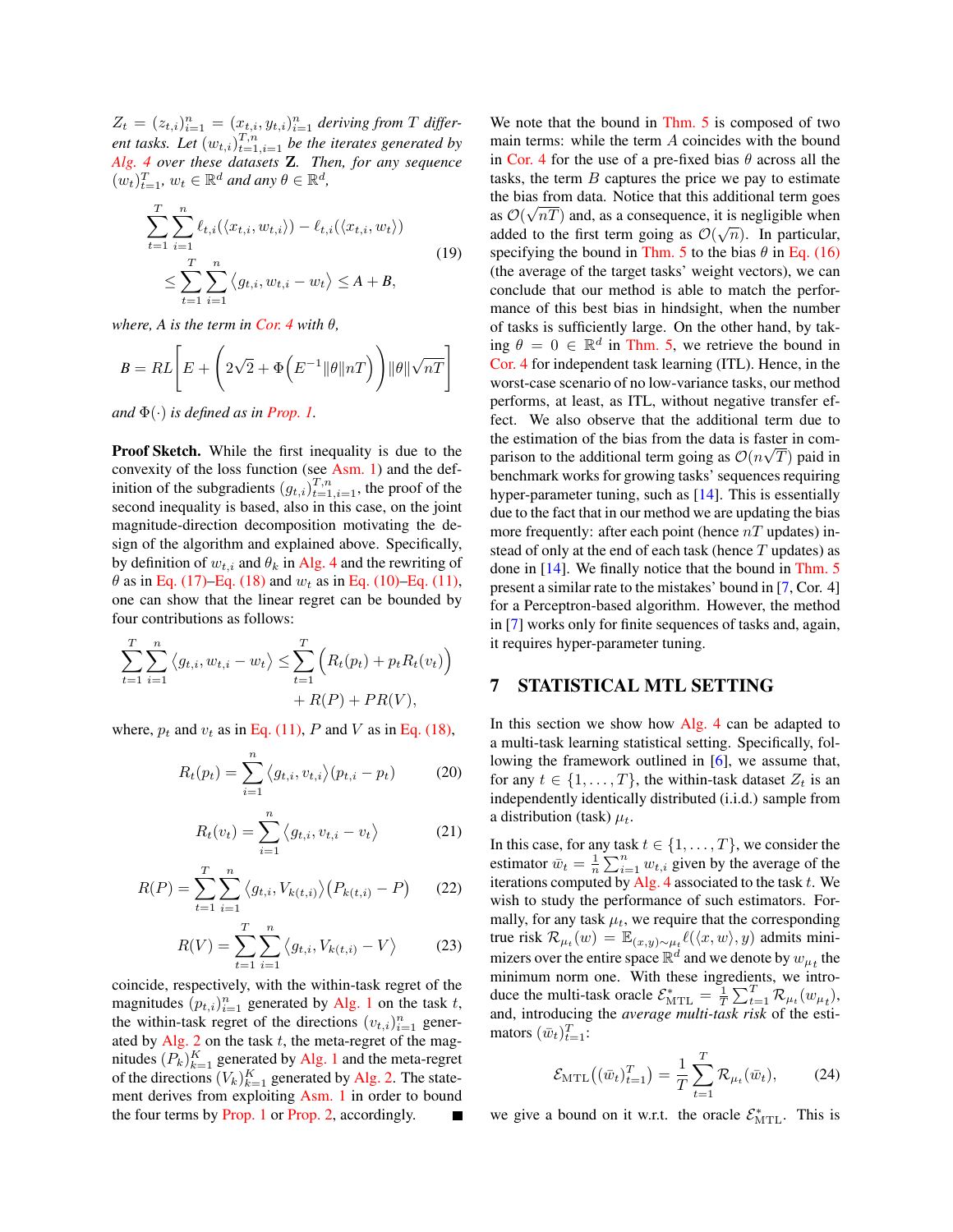$Z_t = (z_{t,i})_{i=1}^n = (x_{t,i}, y_{t,i})_{i=1}^n$ *deriving from* $T$ *different tasks. Let* $(w_{t,i})_{t=1,i=1}^{T,n}$ *be the iterates generated by Alg. 4 over these datasets* $\mathbf{Z}$*. Then, for any sequence* $(w_t)_{t=1}^T$*,* $w_t \in \mathbb{R}^d$ *and any* $\theta \in \mathbb{R}^d$*,*

$$\begin{aligned}\sum_{t=1}^T \sum_{i=1}^n \ell_{t,i}(\langle x_{t,i}, w_{t,i}\rangle) - \ell_{t,i}(\langle x_{t,i}, w_t\rangle) \\ \leq \sum_{t=1}^T \sum_{i=1}^n \langle g_{t,i}, w_{t,i} - w_t \rangle \leq A + B,\end{aligned} \tag{19}$$

*where, A is the term in Cor. 4 with* $\theta$*,*

$$B = RL\Bigg[E + \Big(2\sqrt{2} + \Phi\Big(E^{-1}\|\theta\| nT\Big)\Big)\|\theta\|\sqrt{nT}\Bigg]$$

*and* $\Phi(\cdot)$ *is defined as in Prop. 1.*

**Proof Sketch.** While the first inequality is due to the convexity of the loss function (see Asm. 1) and the definition of the subgradients $(g_{t,i})_{t=1,i=1}^{T,n}$, the proof of the second inequality is based, also in this case, on the joint magnitude-direction decomposition motivating the design of the algorithm and explained above. Specifically, by definition of $w_{t,i}$ and $\theta_k$ in Alg. 4 and the rewriting of $\theta$ as in Eq. (17)–Eq. (18) and $w_t$ as in Eq. (10)–Eq. (11), one can show that the linear regret can be bounded by four contributions as follows:

$$\begin{aligned}\sum_{t=1}^T \sum_{i=1}^n \langle g_{t,i}, w_{t,i} - w_t \rangle \leq \sum_{t=1}^T \Big(R_t(p_t) + p_t R_t(v_t)\Big) \\ + R(P) + PR(V),\end{aligned}$$

where, $p_t$ and $v_t$ as in Eq. (11), $P$ and $V$ as in Eq. (18),

$$R_t(p_t) = \sum_{i=1}^n \langle g_{t,i}, v_{t,i} \rangle (p_{t,i} - p_t) \tag{20}$$

$$R_t(v_t) = \sum_{i=1}^n \langle g_{t,i}, v_{t,i} - v_t \rangle \tag{21}$$

$$R(P) = \sum_{t=1}^T \sum_{i=1}^n \langle g_{t,i}, V_{k(t,i)} \rangle \big(P_{k(t,i)} - P\big) \tag{22}$$

$$R(V) = \sum_{t=1}^T \sum_{i=1}^n \langle g_{t,i}, V_{k(t,i)} - V \rangle \tag{23}$$

coincide, respectively, with the within-task regret of the magnitudes $(p_{t,i})_{i=1}^n$ generated by Alg. 1 on the task $t$, the within-task regret of the directions $(v_{t,i})_{i=1}^n$ generated by Alg. 2 on the task $t$, the meta-regret of the magnitudes $(P_k)_{k=1}^K$ generated by Alg. 1 and the meta-regret of the directions $(V_k)_{k=1}^K$ generated by Alg. 2. The statement derives from exploiting Asm. 1 in order to bound the four terms by Prop. 1 or Prop. 2, accordingly. ∎

We note that the bound in Thm. 5 is composed of two main terms: while the term $A$ coincides with the bound in Cor. 4 for the use of a pre-fixed bias $\theta$ across all the tasks, the term $B$ captures the price we pay to estimate the bias from data. Notice that this additional term goes as $\mathcal{O}(\sqrt{nT})$ and, as a consequence, it is negligible when added to the first term going as $\mathcal{O}(\sqrt{n})$. In particular, specifying the bound in Thm. 5 to the bias $\theta$ in Eq. (16) (the average of the target tasks' weight vectors), we can conclude that our method is able to match the performance of this best bias in hindsight, when the number of tasks is sufficiently large. On the other hand, by taking $\theta = 0 \in \mathbb{R}^d$ in Thm. 5, we retrieve the bound in Cor. 4 for independent task learning (ITL). Hence, in the worst-case scenario of no low-variance tasks, our method performs, at least, as ITL, without negative transfer effect. We also observe that the additional term due to the estimation of the bias from the data is faster in comparison to the additional term going as $\mathcal{O}(n\sqrt{T})$ paid in benchmark works for growing tasks' sequences requiring hyper-parameter tuning, such as [14]. This is essentially due to the fact that in our method we are updating the bias more frequently: after each point (hence $nT$ updates) instead of only at the end of each task (hence $T$ updates) as done in [14]. We finally notice that the bound in Thm. 5 present a similar rate to the mistakes' bound in [7, Cor. 4] for a Perceptron-based algorithm. However, the method in [7] works only for finite sequences of tasks and, again, it requires hyper-parameter tuning.

## 7 STATISTICAL MTL SETTING

In this section we show how Alg. 4 can be adapted to a multi-task learning statistical setting. Specifically, following the framework outlined in [6], we assume that, for any $t \in \{1, \ldots, T\}$, the within-task dataset $Z_t$ is an independently identically distributed (i.i.d.) sample from a distribution (task) $\mu_t$.

In this case, for any task $t \in \{1, \ldots, T\}$, we consider the estimator $\bar{w}_t = \frac{1}{n}\sum_{i=1}^n w_{t,i}$ given by the average of the iterations computed by Alg. 4 associated to the task $t$. We wish to study the performance of such estimators. Formally, for any task $\mu_t$, we require that the corresponding true risk $\mathcal{R}_{\mu_t}(w) = \mathbb{E}_{(x,y)\sim\mu_t}\ell(\langle x, w\rangle, y)$ admits minimizers over the entire space $\mathbb{R}^d$ and we denote by $w_{\mu_t}$ the minimum norm one. With these ingredients, we introduce the multi-task oracle $\mathcal{E}^*_{\text{MTL}} = \frac{1}{T}\sum_{t=1}^T \mathcal{R}_{\mu_t}(w_{\mu_t})$, and, introducing the *average multi-task risk* of the estimators $(\bar{w}_t)_{t=1}^T$:

$$\mathcal{E}_{\text{MTL}}\big((\bar{w}_t)_{t=1}^T\big) = \frac{1}{T}\sum_{t=1}^T \mathcal{R}_{\mu_t}(\bar{w}_t), \tag{24}$$

we give a bound on it w.r.t. the oracle $\mathcal{E}^*_{\text{MTL}}$. This is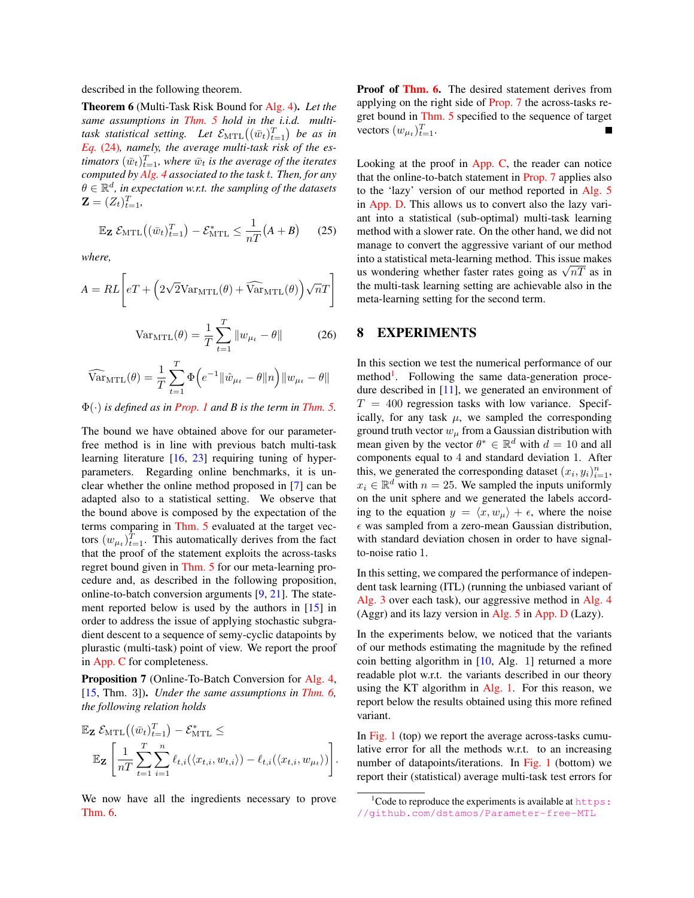described in the following theorem.

**Theorem 6** (Multi-Task Risk Bound for Alg. 4)**.** *Let the same assumptions in Thm. 5 hold in the i.i.d. multi-task statistical setting. Let $\mathcal{E}_{\rm MTL}\big((\bar{w}_t)_{t=1}^T\big)$ be as in Eq. (24), namely, the average multi-task risk of the estimators $(\bar{w}_t)_{t=1}^T$, where $\bar{w}_t$ is the average of the iterates computed by Alg. 4 associated to the task $t$. Then, for any $\theta \in \mathbb{R}^d$, in expectation w.r.t. the sampling of the datasets $\mathbf{Z} = (Z_t)_{t=1}^T$,*

$$\mathbb{E}_{\mathbf{Z}}\, \mathcal{E}_{\rm MTL}\big((\bar{w}_t)_{t=1}^T\big) - \mathcal{E}_{\rm MTL}^* \leq \frac{1}{nT}\big(A + B\big) \tag{25}$$

*where,*

$$A = RL\left[eT + \Big(2\sqrt{2}\mathrm{Var}_{\rm MTL}(\theta) + \widehat{\mathrm{Var}}_{\rm MTL}(\theta)\Big)\sqrt{n}T\right]$$

$$\mathrm{Var}_{\rm MTL}(\theta) = \frac{1}{T}\sum_{t=1}^T \|w_{\mu_t} - \theta\| \tag{26}$$

$$\widehat{\mathrm{Var}}_{\rm MTL}(\theta) = \frac{1}{T}\sum_{t=1}^T \Phi\Big(e^{-1}\|\hat{w}_{\mu_t} - \theta\|n\Big)\|w_{\mu_t} - \theta\|$$

*$\Phi(\cdot)$ is defined as in Prop. 1 and $B$ is the term in Thm. 5.*

The bound we have obtained above for our parameter-free method is in line with previous batch multi-task learning literature [16, 23] requiring tuning of hyper-parameters. Regarding online benchmarks, it is unclear whether the online method proposed in [7] can be adapted also to a statistical setting. We observe that the bound above is composed by the expectation of the terms comparing in Thm. 5 evaluated at the target vectors $(w_{\mu_t})_{t=1}^T$. This automatically derives from the fact that the proof of the statement exploits the across-tasks regret bound given in Thm. 5 for our meta-learning procedure and, as described in the following proposition, online-to-batch conversion arguments [9, 21]. The statement reported below is used by the authors in [15] in order to address the issue of applying stochastic subgradient descent to a sequence of semy-cyclic datapoints by plurastic (multi-task) point of view. We report the proof in App. C for completeness.

**Proposition 7** (Online-To-Batch Conversion for Alg. 4, [15, Thm. 3])**.** *Under the same assumptions in Thm. 6, the following relation holds*

$$\mathbb{E}_{\mathbf{Z}}\, \mathcal{E}_{\rm MTL}\big((\bar{w}_t)_{t=1}^T\big) - \mathcal{E}_{\rm MTL}^* \leq \mathbb{E}_{\mathbf{Z}}\left[\frac{1}{nT}\sum_{t=1}^T\sum_{i=1}^n \ell_{t,i}(\langle x_{t,i}, w_{t,i}\rangle) - \ell_{t,i}(\langle x_{t,i}, w_{\mu_t}\rangle)\right].$$

We now have all the ingredients necessary to prove Thm. 6.

**Proof of Thm. 6.** The desired statement derives from applying on the right side of Prop. 7 the across-tasks regret bound in Thm. 5 specified to the sequence of target vectors $(w_{\mu_t})_{t=1}^T$. ∎

Looking at the proof in App. C, the reader can notice that the online-to-batch statement in Prop. 7 applies also to the 'lazy' version of our method reported in Alg. 5 in App. D. This allows us to convert also the lazy variant into a statistical (sub-optimal) multi-task learning method with a slower rate. On the other hand, we did not manage to convert the aggressive variant of our method into a statistical meta-learning method. This issue makes us wondering whether faster rates going as $\sqrt{nT}$ as in the multi-task learning setting are achievable also in the meta-learning setting for the second term.

## 8 EXPERIMENTS

In this section we test the numerical performance of our method[1]. Following the same data-generation procedure described in [11], we generated an environment of $T = 400$ regression tasks with low variance. Specifically, for any task $\mu$, we sampled the corresponding ground truth vector $w_\mu$ from a Gaussian distribution with mean given by the vector $\theta^* \in \mathbb{R}^d$ with $d = 10$ and all components equal to 4 and standard deviation 1. After this, we generated the corresponding dataset $(x_i, y_i)_{i=1}^n$, $x_i \in \mathbb{R}^d$ with $n = 25$. We sampled the inputs uniformly on the unit sphere and we generated the labels according to the equation $y = \langle x, w_\mu\rangle + \epsilon$, where the noise $\epsilon$ was sampled from a zero-mean Gaussian distribution, with standard deviation chosen in order to have signal-to-noise ratio 1.

In this setting, we compared the performance of independent task learning (ITL) (running the unbiased variant of Alg. 3 over each task), our aggressive method in Alg. 4 (Aggr) and its lazy version in Alg. 5 in App. D (Lazy).

In the experiments below, we noticed that the variants of our methods estimating the magnitude by the refined coin betting algorithm in [10, Alg. 1] returned a more readable plot w.r.t. the variants described in our theory using the KT algorithm in Alg. 1. For this reason, we report below the results obtained using this more refined variant.

In Fig. 1 (top) we report the average across-tasks cumulative error for all the methods w.r.t. to an increasing number of datapoints/iterations. In Fig. 1 (bottom) we report their (statistical) average multi-task test errors for

[1] Code to reproduce the experiments is available at https://github.com/dstamos/Parameter-free-MTL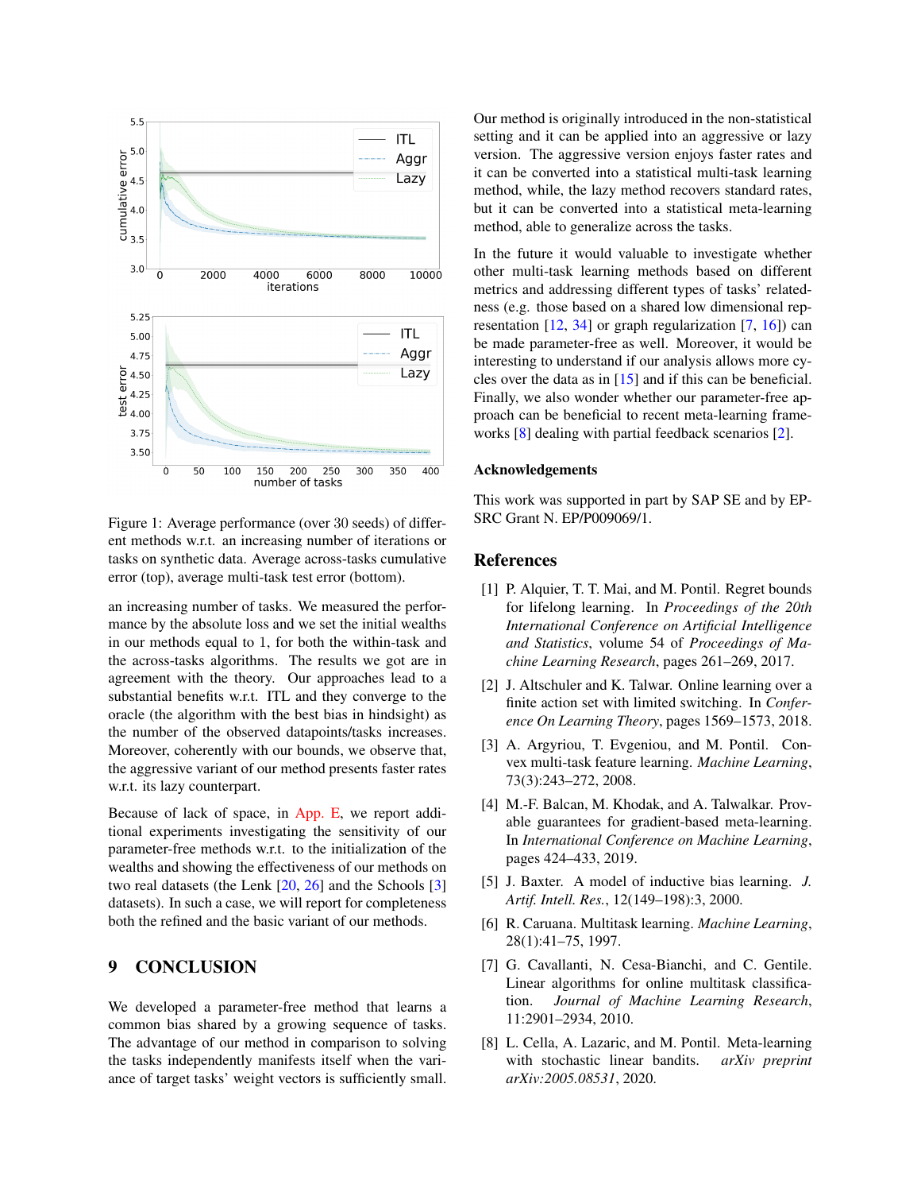Figure 1: Average performance (over 30 seeds) of different methods w.r.t. an increasing number of iterations or tasks on synthetic data. Average across-tasks cumulative error (top), average multi-task test error (bottom).

an increasing number of tasks. We measured the performance by the absolute loss and we set the initial wealths in our methods equal to 1, for both the within-task and the across-tasks algorithms. The results we got are in agreement with the theory. Our approaches lead to a substantial benefits w.r.t. ITL and they converge to the oracle (the algorithm with the best bias in hindsight) as the number of the observed datapoints/tasks increases. Moreover, coherently with our bounds, we observe that, the aggressive variant of our method presents faster rates w.r.t. its lazy counterpart.

Because of lack of space, in App. E, we report additional experiments investigating the sensitivity of our parameter-free methods w.r.t. to the initialization of the wealths and showing the effectiveness of our methods on two real datasets (the Lenk [20, 26] and the Schools [3] datasets). In such a case, we will report for completeness both the refined and the basic variant of our methods.

# 9 CONCLUSION

We developed a parameter-free method that learns a common bias shared by a growing sequence of tasks. The advantage of our method in comparison to solving the tasks independently manifests itself when the variance of target tasks' weight vectors is sufficiently small. Our method is originally introduced in the non-statistical setting and it can be applied into an aggressive or lazy version. The aggressive version enjoys faster rates and it can be converted into a statistical multi-task learning method, while, the lazy method recovers standard rates, but it can be converted into a statistical meta-learning method, able to generalize across the tasks.

In the future it would valuable to investigate whether other multi-task learning methods based on different metrics and addressing different types of tasks' relatedness (e.g. those based on a shared low dimensional representation [12, 34] or graph regularization [7, 16]) can be made parameter-free as well. Moreover, it would be interesting to understand if our analysis allows more cycles over the data as in [15] and if this can be beneficial. Finally, we also wonder whether our parameter-free approach can be beneficial to recent meta-learning frameworks [8] dealing with partial feedback scenarios [2].

### Acknowledgements

This work was supported in part by SAP SE and by EPSRC Grant N. EP/P009069/1.

## References

[1] P. Alquier, T. T. Mai, and M. Pontil. Regret bounds for lifelong learning. In *Proceedings of the 20th International Conference on Artificial Intelligence and Statistics*, volume 54 of *Proceedings of Machine Learning Research*, pages 261–269, 2017.

[2] J. Altschuler and K. Talwar. Online learning over a finite action set with limited switching. In *Conference On Learning Theory*, pages 1569–1573, 2018.

[3] A. Argyriou, T. Evgeniou, and M. Pontil. Convex multi-task feature learning. *Machine Learning*, 73(3):243–272, 2008.

[4] M.-F. Balcan, M. Khodak, and A. Talwalkar. Provable guarantees for gradient-based meta-learning. In *International Conference on Machine Learning*, pages 424–433, 2019.

[5] J. Baxter. A model of inductive bias learning. *J. Artif. Intell. Res.*, 12(149–198):3, 2000.

[6] R. Caruana. Multitask learning. *Machine Learning*, 28(1):41–75, 1997.

[7] G. Cavallanti, N. Cesa-Bianchi, and C. Gentile. Linear algorithms for online multitask classification. *Journal of Machine Learning Research*, 11:2901–2934, 2010.

[8] L. Cella, A. Lazaric, and M. Pontil. Meta-learning with stochastic linear bandits. *arXiv preprint arXiv:2005.08531*, 2020.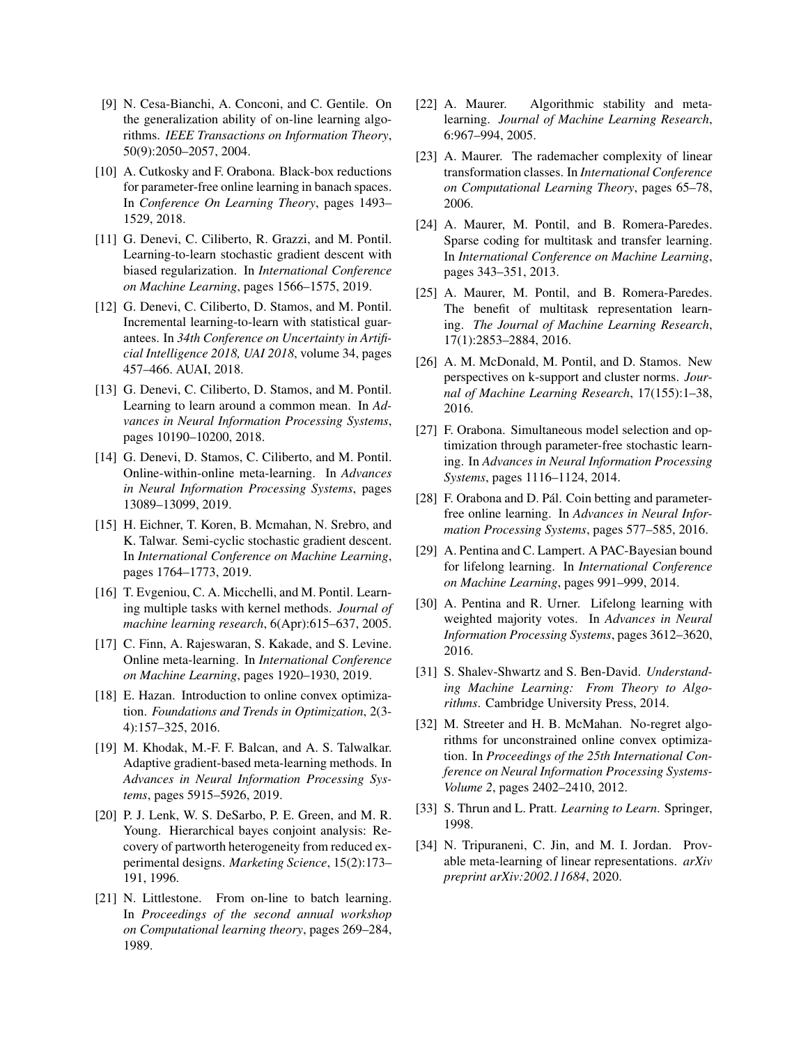[9] N. Cesa-Bianchi, A. Conconi, and C. Gentile. On the generalization ability of on-line learning algorithms. *IEEE Transactions on Information Theory*, 50(9):2050–2057, 2004.

[10] A. Cutkosky and F. Orabona. Black-box reductions for parameter-free online learning in banach spaces. In *Conference On Learning Theory*, pages 1493–1529, 2018.

[11] G. Denevi, C. Ciliberto, R. Grazzi, and M. Pontil. Learning-to-learn stochastic gradient descent with biased regularization. In *International Conference on Machine Learning*, pages 1566–1575, 2019.

[12] G. Denevi, C. Ciliberto, D. Stamos, and M. Pontil. Incremental learning-to-learn with statistical guarantees. In *34th Conference on Uncertainty in Artificial Intelligence 2018, UAI 2018*, volume 34, pages 457–466. AUAI, 2018.

[13] G. Denevi, C. Ciliberto, D. Stamos, and M. Pontil. Learning to learn around a common mean. In *Advances in Neural Information Processing Systems*, pages 10190–10200, 2018.

[14] G. Denevi, D. Stamos, C. Ciliberto, and M. Pontil. Online-within-online meta-learning. In *Advances in Neural Information Processing Systems*, pages 13089–13099, 2019.

[15] H. Eichner, T. Koren, B. Mcmahan, N. Srebro, and K. Talwar. Semi-cyclic stochastic gradient descent. In *International Conference on Machine Learning*, pages 1764–1773, 2019.

[16] T. Evgeniou, C. A. Micchelli, and M. Pontil. Learning multiple tasks with kernel methods. *Journal of machine learning research*, 6(Apr):615–637, 2005.

[17] C. Finn, A. Rajeswaran, S. Kakade, and S. Levine. Online meta-learning. In *International Conference on Machine Learning*, pages 1920–1930, 2019.

[18] E. Hazan. Introduction to online convex optimization. *Foundations and Trends in Optimization*, 2(3-4):157–325, 2016.

[19] M. Khodak, M.-F. F. Balcan, and A. S. Talwalkar. Adaptive gradient-based meta-learning methods. In *Advances in Neural Information Processing Systems*, pages 5915–5926, 2019.

[20] P. J. Lenk, W. S. DeSarbo, P. E. Green, and M. R. Young. Hierarchical bayes conjoint analysis: Recovery of partworth heterogeneity from reduced experimental designs. *Marketing Science*, 15(2):173–191, 1996.

[21] N. Littlestone. From on-line to batch learning. In *Proceedings of the second annual workshop on Computational learning theory*, pages 269–284, 1989.

[22] A. Maurer. Algorithmic stability and meta-learning. *Journal of Machine Learning Research*, 6:967–994, 2005.

[23] A. Maurer. The rademacher complexity of linear transformation classes. In *International Conference on Computational Learning Theory*, pages 65–78, 2006.

[24] A. Maurer, M. Pontil, and B. Romera-Paredes. Sparse coding for multitask and transfer learning. In *International Conference on Machine Learning*, pages 343–351, 2013.

[25] A. Maurer, M. Pontil, and B. Romera-Paredes. The benefit of multitask representation learning. *The Journal of Machine Learning Research*, 17(1):2853–2884, 2016.

[26] A. M. McDonald, M. Pontil, and D. Stamos. New perspectives on k-support and cluster norms. *Journal of Machine Learning Research*, 17(155):1–38, 2016.

[27] F. Orabona. Simultaneous model selection and optimization through parameter-free stochastic learning. In *Advances in Neural Information Processing Systems*, pages 1116–1124, 2014.

[28] F. Orabona and D. Pál. Coin betting and parameter-free online learning. In *Advances in Neural Information Processing Systems*, pages 577–585, 2016.

[29] A. Pentina and C. Lampert. A PAC-Bayesian bound for lifelong learning. In *International Conference on Machine Learning*, pages 991–999, 2014.

[30] A. Pentina and R. Urner. Lifelong learning with weighted majority votes. In *Advances in Neural Information Processing Systems*, pages 3612–3620, 2016.

[31] S. Shalev-Shwartz and S. Ben-David. *Understanding Machine Learning: From Theory to Algorithms*. Cambridge University Press, 2014.

[32] M. Streeter and H. B. McMahan. No-regret algorithms for unconstrained online convex optimization. In *Proceedings of the 25th International Conference on Neural Information Processing Systems-Volume 2*, pages 2402–2410, 2012.

[33] S. Thrun and L. Pratt. *Learning to Learn*. Springer, 1998.

[34] N. Tripuraneni, C. Jin, and M. I. Jordan. Provable meta-learning of linear representations. *arXiv preprint arXiv:2002.11684*, 2020.